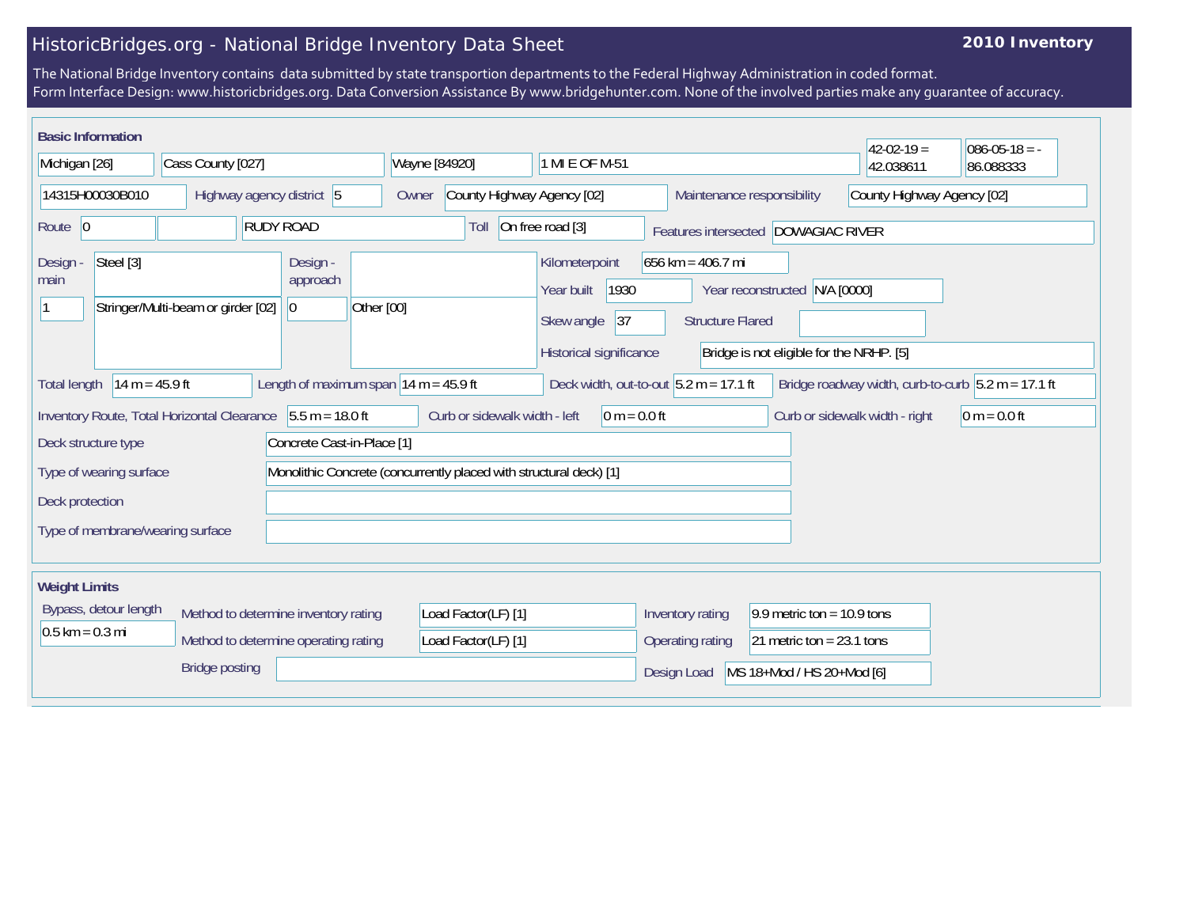# HistoricBridges.org - National Bridge Inventory Data Sheet

**2010 Inventory**

The National Bridge Inventory contains data submitted by state transportion departments to the Federal Highway Administration in coded format.
Form Interface Design: www.historicbridges.org. Data Conversion Assistance By www.bridgehunter.com. None of the involved parties make any guarantee of accuracy.

## Basic Information

| | |
|---|---|
| State | Michigan [26] |
| County | Cass County [027] |
| Place | Wayne [84920] |
| Location | 1 MI E OF M-51 |
| Latitude | 42-02-19 = 42.038611 |
| Longitude | 086-05-18 = -86.088333 |
| Structure Number | 14315H00030B010 |
| Highway agency district | 5 |
| Owner | County Highway Agency [02] |
| Maintenance responsibility | County Highway Agency [02] |
| Route | 0 |
| Facility carried | RUDY ROAD |
| Toll | On free road [3] |
| Features intersected | DOWAGIAC RIVER |
| Design - main | Steel [3] |
| Design - main (spans) | 1 |
| Design - main (type) | Stringer/Multi-beam or girder [02] |
| Design - approach | |
| Design - approach (spans) | 0 |
| Design - approach (type) | Other [00] |
| Kilometerpoint | 656 km = 406.7 mi |
| Year built | 1930 |
| Year reconstructed | N/A [0000] |
| Skew angle | 37 |
| Structure Flared | |
| Historical significance | Bridge is not eligible for the NRHP. [5] |
| Total length | 14 m = 45.9 ft |
| Length of maximum span | 14 m = 45.9 ft |
| Deck width, out-to-out | 5.2 m = 17.1 ft |
| Bridge roadway width, curb-to-curb | 5.2 m = 17.1 ft |
| Inventory Route, Total Horizontal Clearance | 5.5 m = 18.0 ft |
| Curb or sidewalk width - left | 0 m = 0.0 ft |
| Curb or sidewalk width - right | 0 m = 0.0 ft |
| Deck structure type | Concrete Cast-in-Place [1] |
| Type of wearing surface | Monolithic Concrete (concurrently placed with structural deck) [1] |
| Deck protection | |
| Type of membrane/wearing surface | |

## Weight Limits

| | |
|---|---|
| Bypass, detour length | 0.5 km = 0.3 mi |
| Method to determine inventory rating | Load Factor(LF) [1] |
| Method to determine operating rating | Load Factor(LF) [1] |
| Bridge posting | |
| Inventory rating | 9.9 metric ton = 10.9 tons |
| Operating rating | 21 metric ton = 23.1 tons |
| Design Load | MS 18+Mod / HS 20+Mod [6] |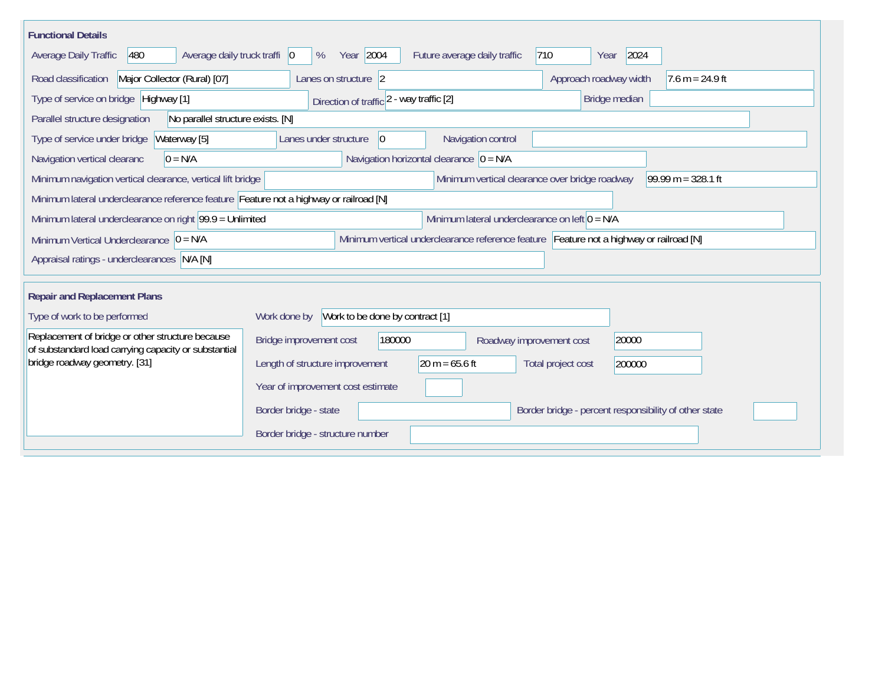## Functional Details

| Field | Value |
| --- | --- |
| Average Daily Traffic | 480 |
| Average daily truck traffi | 0 % |
| Year | 2004 |
| Future average daily traffic | 710 |
| Year | 2024 |
| Road classification | Major Collector (Rural) [07] |
| Lanes on structure | 2 |
| Approach roadway width | 7.6 m = 24.9 ft |
| Type of service on bridge | Highway [1] |
| Direction of traffic | 2 - way traffic [2] |
| Bridge median | |
| Parallel structure designation | No parallel structure exists. [N] |
| Type of service under bridge | Waterway [5] |
| Lanes under structure | 0 |
| Navigation control | |
| Navigation vertical clearanc | 0 = N/A |
| Navigation horizontal clearance | 0 = N/A |
| Minimum navigation vertical clearance, vertical lift bridge | |
| Minimum vertical clearance over bridge roadway | 99.99 m = 328.1 ft |
| Minimum lateral underclearance reference feature | Feature not a highway or railroad [N] |
| Minimum lateral underclearance on right | 99.9 = Unlimited |
| Minimum lateral underclearance on left | 0 = N/A |
| Minimum Vertical Underclearance | 0 = N/A |
| Minimum vertical underclearance reference feature | Feature not a highway or railroad [N] |
| Appraisal ratings - underclearances | N/A [N] |

## Repair and Replacement Plans

**Type of work to be performed**

Replacement of bridge or other structure because of substandard load carrying capacity or substantial bridge roadway geometry. [31]

| Field | Value |
| --- | --- |
| Work done by | Work to be done by contract [1] |
| Bridge improvement cost | 180000 |
| Roadway improvement cost | 20000 |
| Length of structure improvement | 20 m = 65.6 ft |
| Total project cost | 200000 |
| Year of improvement cost estimate | |
| Border bridge - state | |
| Border bridge - percent responsibility of other state | |
| Border bridge - structure number | |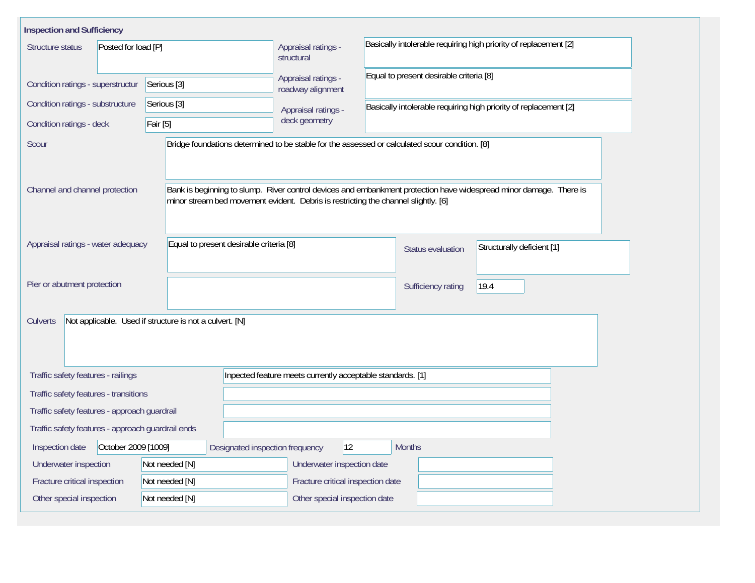## Inspection and Sufficiency

| | |
|---|---|
| Structure status | Posted for load [P] |
| Condition ratings - superstructur | Serious [3] |
| Condition ratings - substructure | Serious [3] |
| Condition ratings - deck | Fair [5] |
| Appraisal ratings - structural | Basically intolerable requiring high priority of replacement [2] |
| Appraisal ratings - roadway alignment | Equal to present desirable criteria [8] |
| Appraisal ratings - deck geometry | Basically intolerable requiring high priority of replacement [2] |
| Scour | Bridge foundations determined to be stable for the assessed or calculated scour condition. [8] |
| Channel and channel protection | Bank is beginning to slump. River control devices and embankment protection have widespread minor damage. There is minor stream bed movement evident. Debris is restricting the channel slightly. [6] |
| Appraisal ratings - water adequacy | Equal to present desirable criteria [8] |
| Status evaluation | Structurally deficient [1] |
| Pier or abutment protection | |
| Sufficiency rating | 19.4 |
| Culverts | Not applicable. Used if structure is not a culvert. [N] |
| Traffic safety features - railings | Inpected feature meets currently acceptable standards. [1] |
| Traffic safety features - transitions | |
| Traffic safety features - approach guardrail | |
| Traffic safety features - approach guardrail ends | |
| Inspection date | October 2009 [1009] |
| Designated inspection frequency | 12 Months |
| Underwater inspection | Not needed [N] |
| Underwater inspection date | |
| Fracture critical inspection | Not needed [N] |
| Fracture critical inspection date | |
| Other special inspection | Not needed [N] |
| Other special inspection date | |